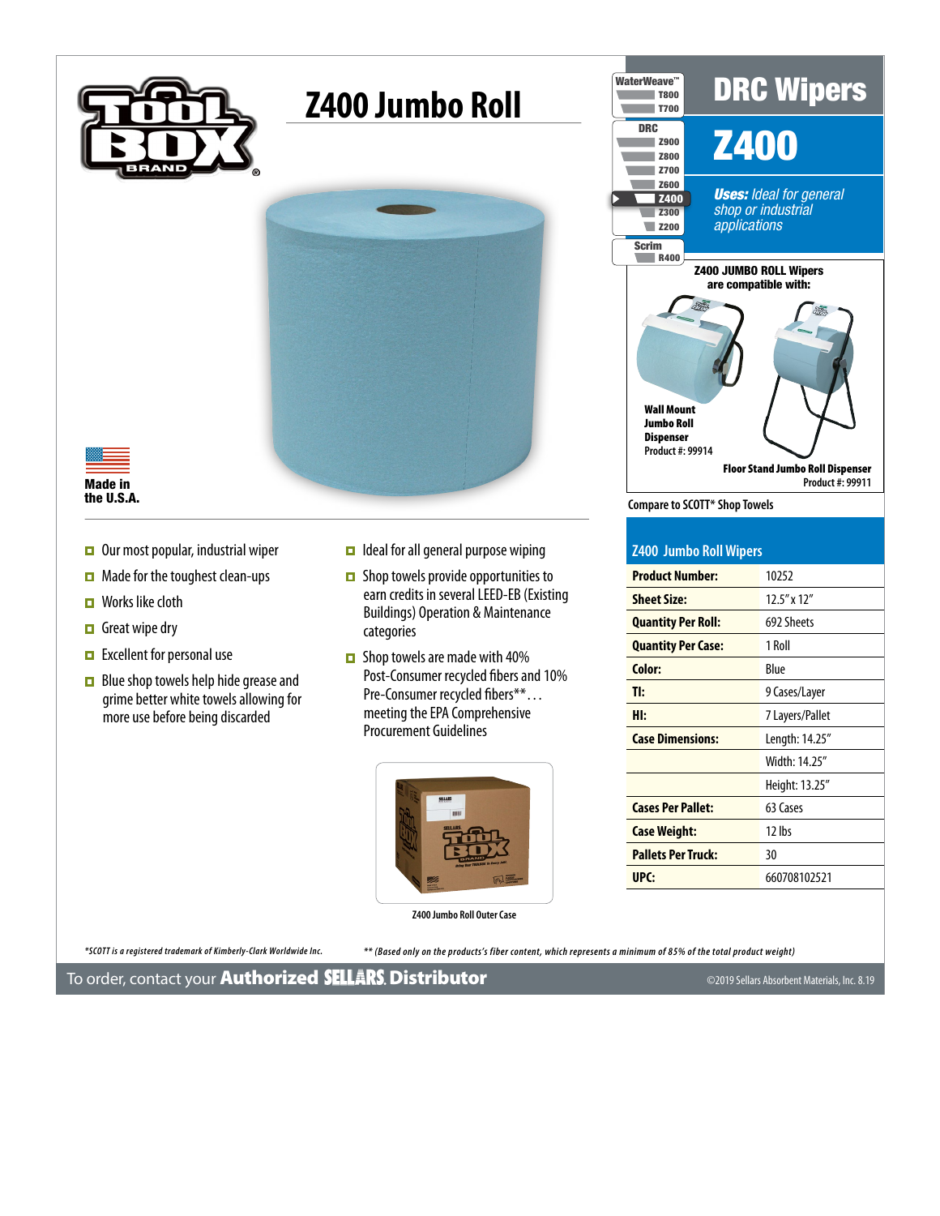# Z400 Jumbo Roll

Made in the U.S.A.

# DRC Wipers

## Z400

***Uses:*** *Ideal for general shop or industrial applications*

WaterWeave™: T800, T700
DRC: Z900, Z800, Z700, Z600, Z400, Z300, Z200
Scrim: R400

**Z400 JUMBO ROLL Wipers are compatible with:**

**Wall Mount Jumbo Roll Dispenser**
Product #: 99914

**Floor Stand Jumbo Roll Dispenser**
Product #: 99911

Compare to SCOTT* Shop Towels

- Our most popular, industrial wiper
- Made for the toughest clean-ups
- Works like cloth
- Great wipe dry
- Excellent for personal use
- Blue shop towels help hide grease and grime better white towels allowing for more use before being discarded
- Ideal for all general purpose wiping
- Shop towels provide opportunities to earn credits in several LEED-EB (Existing Buildings) Operation & Maintenance categories
- Shop towels are made with 40% Post-Consumer recycled fibers and 10% Pre-Consumer recycled fibers**… meeting the EPA Comprehensive Procurement Guidelines

Z400 Jumbo Roll Outer Case

## Z400 Jumbo Roll Wipers

| | |
|---|---|
| **Product Number:** | 10252 |
| **Sheet Size:** | 12.5" x 12" |
| **Quantity Per Roll:** | 692 Sheets |
| **Quantity Per Case:** | 1 Roll |
| **Color:** | Blue |
| **TI:** | 9 Cases/Layer |
| **HI:** | 7 Layers/Pallet |
| **Case Dimensions:** | Length: 14.25" |
| | Width: 14.25" |
| | Height: 13.25" |
| **Cases Per Pallet:** | 63 Cases |
| **Case Weight:** | 12 lbs |
| **Pallets Per Truck:** | 30 |
| **UPC:** | 660708102521 |

*\*SCOTT is a registered trademark of Kimberly-Clark Worldwide Inc.*

*\*\* (Based only on the products's fiber content, which represents a minimum of 85% of the total product weight)*

To order, contact your **Authorized SELLARS Distributor**

©2019 Sellars Absorbent Materials, Inc. 8.19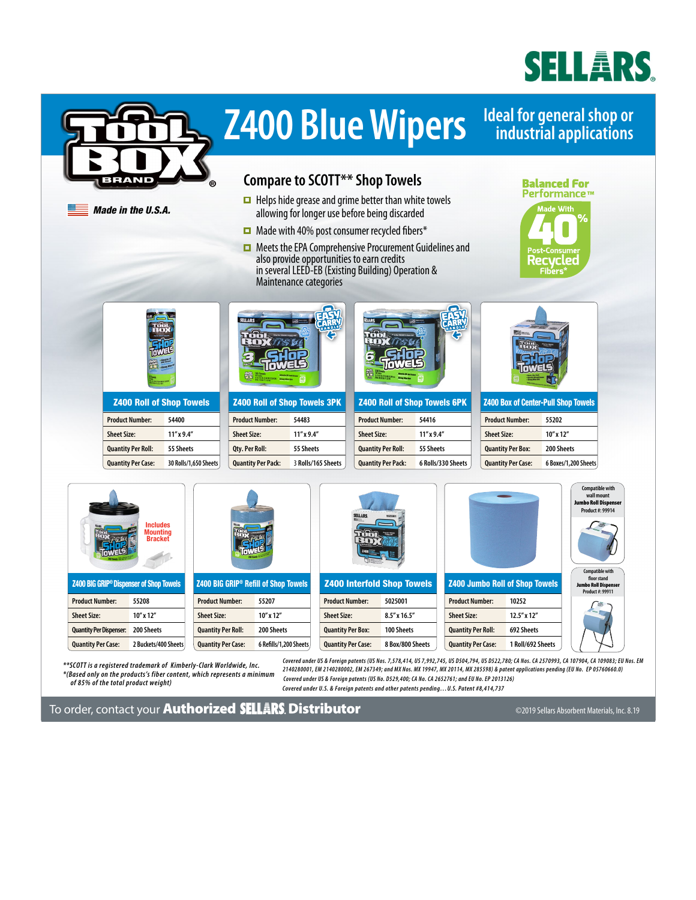SELLARS®

# Z400 Blue Wipers

Ideal for general shop or industrial applications

TOOLBOX BRAND®

*Made in the U.S.A.*

## Compare to SCOTT** Shop Towels

- Helps hide grease and grime better than white towels allowing for longer use before being discarded
- Made with 40% post consumer recycled fibers*
- Meets the EPA Comprehensive Procurement Guidelines and also provide opportunities to earn credits in several LEED-EB (Existing Building) Operation & Maintenance categories

Balanced For Performance™ Made With 40% Post-Consumer Recycled Fibers*

### Z400 Roll of Shop Towels

| | |
|---|---|
| Product Number: | 54400 |
| Sheet Size: | 11" x 9.4" |
| Quantity Per Roll: | 55 Sheets |
| Quantity Per Case: | 30 Rolls/1,650 Sheets |

### Z400 Roll of Shop Towels 3PK

| | |
|---|---|
| Product Number: | 54483 |
| Sheet Size: | 11" x 9.4" |
| Qty. Per Roll: | 55 Sheets |
| Quantity Per Pack: | 3 Rolls/165 Sheets |

### Z400 Roll of Shop Towels 6PK

| | |
|---|---|
| Product Number: | 54416 |
| Sheet Size: | 11" x 9.4" |
| Quantity Per Roll: | 55 Sheets |
| Quantity Per Pack: | 6 Rolls/330 Sheets |

### Z400 Box of Center-Pull Shop Towels

| | |
|---|---|
| Product Number: | 55202 |
| Sheet Size: | 10" x 12" |
| Quantity Per Box: | 200 Sheets |
| Quantity Per Case: | 6 Boxes/1,200 Sheets |

### Z400 BIG GRIP® Dispenser of Shop Towels

Includes Mounting Bracket

| | |
|---|---|
| Product Number: | 55208 |
| Sheet Size: | 10" x 12" |
| Quantity Per Dispenser: | 200 Sheets |
| Quantity Per Case: | 2 Buckets/400 Sheets |

### Z400 BIG GRIP® Refill of Shop Towels

| | |
|---|---|
| Product Number: | 55207 |
| Sheet Size: | 10" x 12" |
| Quantity Per Roll: | 200 Sheets |
| Quantity Per Case: | 6 Refills/1,200 Sheets |

### Z400 Interfold Shop Towels

| | |
|---|---|
| Product Number: | 5025001 |
| Sheet Size: | 8.5" x 16.5" |
| Quantity Per Box: | 100 Sheets |
| Quantity Per Case: | 8 Box/800 Sheets |

### Z400 Jumbo Roll of Shop Towels

| | |
|---|---|
| Product Number: | 10252 |
| Sheet Size: | 12.5" x 12" |
| Quantity Per Roll: | 692 Sheets |
| Quantity Per Case: | 1 Roll/692 Sheets |

Compatible with wall mount **Jumbo Roll Dispenser** Product #: 99914

Compatible with floor stand **Jumbo Roll Dispenser** Product #: 99911

*\*\*SCOTT is a registered trademark of Kimberly-Clark Worldwide, Inc.*
*\*(Based only on the products's fiber content, which represents a minimum of 85% of the total product weight)*

*Covered under US & Foreign patents (US Nos. 7,578,414, US 7,992,745, US D504,794, US D522,780; CA Nos. CA 2570993, CA 107904, CA 109083; EU Nos. EM 2140280001, EM 2140280002, EM 267349; and MX Nos. MX 19947, MX 20114, MX 285598) & patent applications pending (EU No. EP 05760660.0)*
*Covered under US & Foreign patents (US No. D529,400; CA No. CA 2652761; and EU No. EP 2013126)*
*Covered under U.S. & Foreign patents and other patents pending... U.S. Patent #8,414,737*

To order, contact your **Authorized SELLARS Distributor**

©2019 Sellars Absorbent Materials, Inc. 8.19